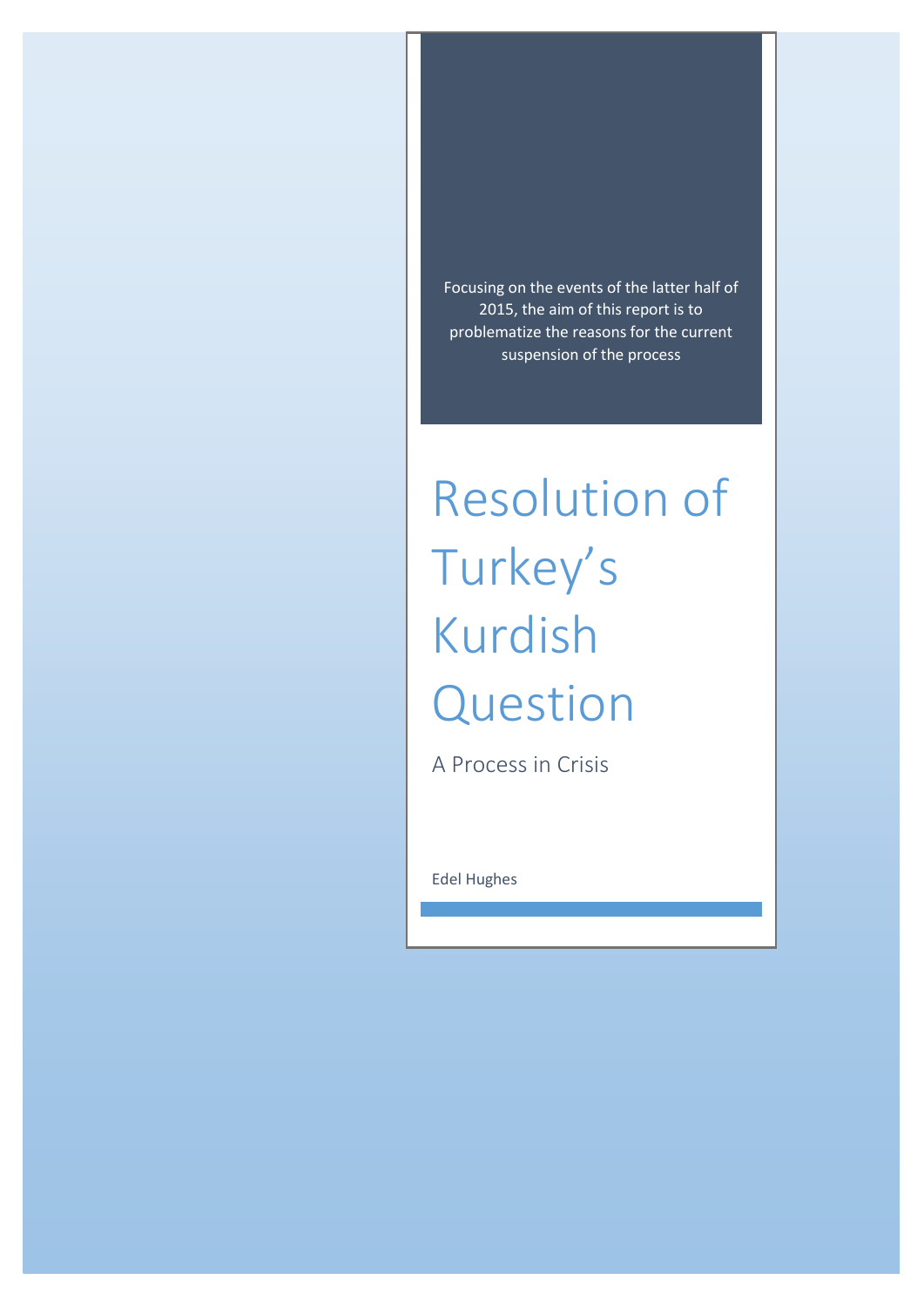Focusing on the events of the latter half of 2015, the aim of this report is to problematize the reasons for the current suspension of the process

# Resolution of Turkey's Kurdish Question

## A Process in Crisis

Edel Hughes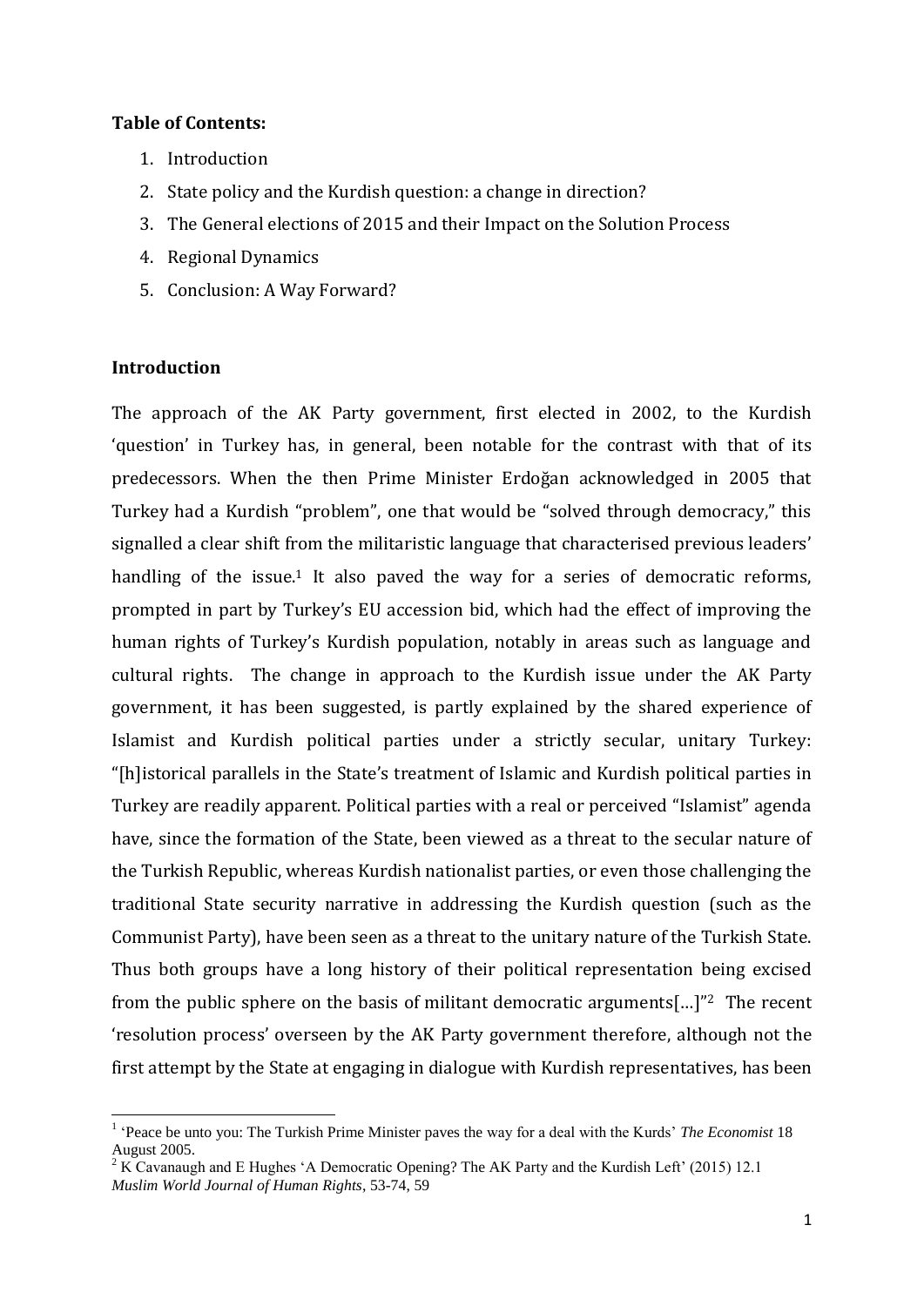**Table of Contents:**

1. Introduction
2. State policy and the Kurdish question: a change in direction?
3. The General elections of 2015 and their Impact on the Solution Process
4. Regional Dynamics
5. Conclusion: A Way Forward?

**Introduction**

The approach of the AK Party government, first elected in 2002, to the Kurdish 'question' in Turkey has, in general, been notable for the contrast with that of its predecessors. When the then Prime Minister Erdoğan acknowledged in 2005 that Turkey had a Kurdish "problem", one that would be "solved through democracy," this signalled a clear shift from the militaristic language that characterised previous leaders' handling of the issue.[1] It also paved the way for a series of democratic reforms, prompted in part by Turkey's EU accession bid, which had the effect of improving the human rights of Turkey's Kurdish population, notably in areas such as language and cultural rights. The change in approach to the Kurdish issue under the AK Party government, it has been suggested, is partly explained by the shared experience of Islamist and Kurdish political parties under a strictly secular, unitary Turkey: "[h]istorical parallels in the State's treatment of Islamic and Kurdish political parties in Turkey are readily apparent. Political parties with a real or perceived "Islamist" agenda have, since the formation of the State, been viewed as a threat to the secular nature of the Turkish Republic, whereas Kurdish nationalist parties, or even those challenging the traditional State security narrative in addressing the Kurdish question (such as the Communist Party), have been seen as a threat to the unitary nature of the Turkish State. Thus both groups have a long history of their political representation being excised from the public sphere on the basis of militant democratic arguments[…]"[2] The recent 'resolution process' overseen by the AK Party government therefore, although not the first attempt by the State at engaging in dialogue with Kurdish representatives, has been

---

[1] 'Peace be unto you: The Turkish Prime Minister paves the way for a deal with the Kurds' *The Economist* 18 August 2005.

[2] K Cavanaugh and E Hughes 'A Democratic Opening? The AK Party and the Kurdish Left' (2015) 12.1 *Muslim World Journal of Human Rights*, 53-74, 59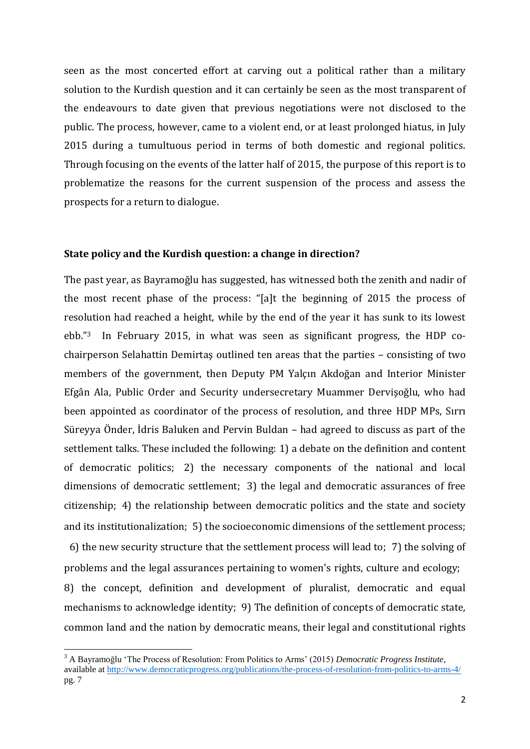seen as the most concerted effort at carving out a political rather than a military solution to the Kurdish question and it can certainly be seen as the most transparent of the endeavours to date given that previous negotiations were not disclosed to the public. The process, however, came to a violent end, or at least prolonged hiatus, in July 2015 during a tumultuous period in terms of both domestic and regional politics. Through focusing on the events of the latter half of 2015, the purpose of this report is to problematize the reasons for the current suspension of the process and assess the prospects for a return to dialogue.

## State policy and the Kurdish question: a change in direction?

The past year, as Bayramoğlu has suggested, has witnessed both the zenith and nadir of the most recent phase of the process: "[a]t the beginning of 2015 the process of resolution had reached a height, while by the end of the year it has sunk to its lowest ebb."[3] In February 2015, in what was seen as significant progress, the HDP co-chairperson Selahattin Demirtaş outlined ten areas that the parties – consisting of two members of the government, then Deputy PM Yalçın Akdoğan and Interior Minister Efgân Ala, Public Order and Security undersecretary Muammer Dervişoğlu, who had been appointed as coordinator of the process of resolution, and three HDP MPs, Sırrı Süreyya Önder, İdris Baluken and Pervin Buldan – had agreed to discuss as part of the settlement talks. These included the following: 1) a debate on the definition and content of democratic politics; 2) the necessary components of the national and local dimensions of democratic settlement; 3) the legal and democratic assurances of free citizenship; 4) the relationship between democratic politics and the state and society and its institutionalization; 5) the socioeconomic dimensions of the settlement process; 6) the new security structure that the settlement process will lead to; 7) the solving of problems and the legal assurances pertaining to women's rights, culture and ecology; 8) the concept, definition and development of pluralist, democratic and equal mechanisms to acknowledge identity; 9) The definition of concepts of democratic state, common land and the nation by democratic means, their legal and constitutional rights

[3] A Bayramoğlu 'The Process of Resolution: From Politics to Arms' (2015) *Democratic Progress Institute*, available at http://www.democraticprogress.org/publications/the-process-of-resolution-from-politics-to-arms-4/ pg. 7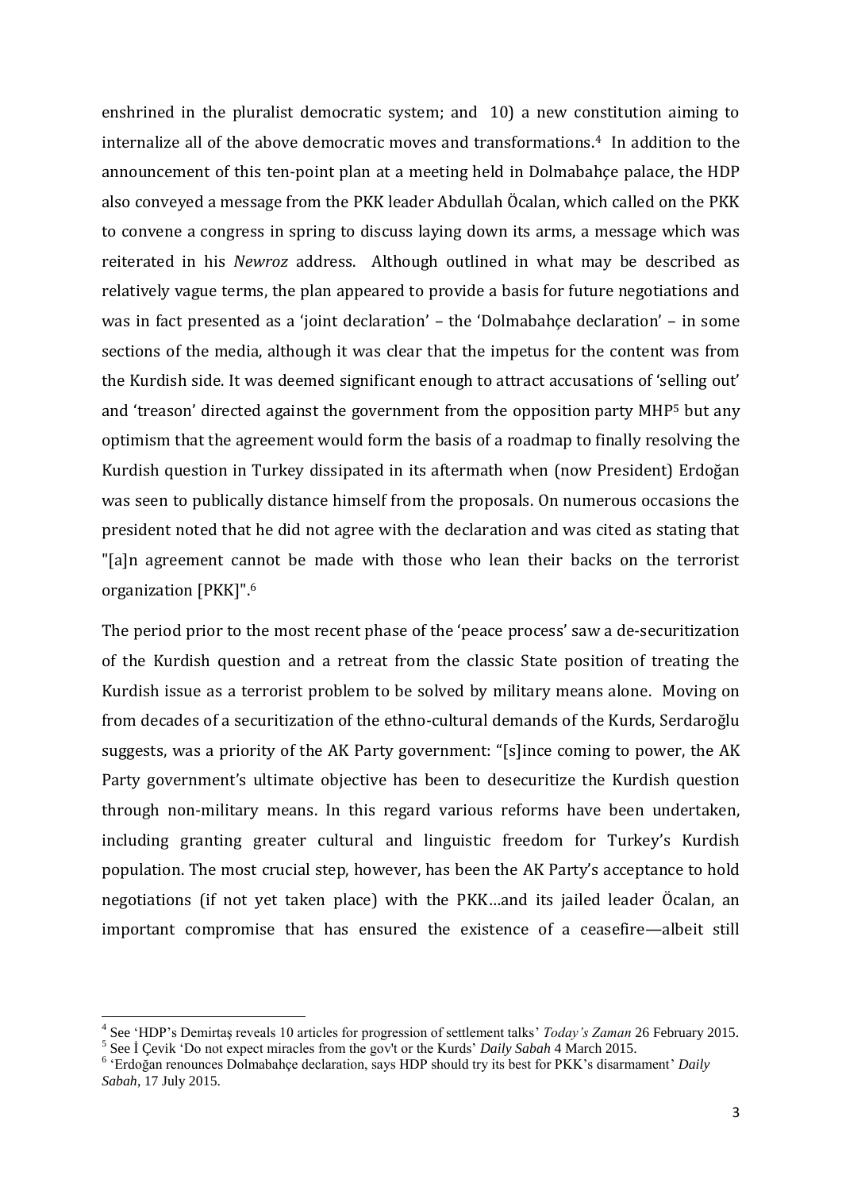enshrined in the pluralist democratic system; and 10) a new constitution aiming to internalize all of the above democratic moves and transformations.[4] In addition to the announcement of this ten-point plan at a meeting held in Dolmabahçe palace, the HDP also conveyed a message from the PKK leader Abdullah Öcalan, which called on the PKK to convene a congress in spring to discuss laying down its arms, a message which was reiterated in his *Newroz* address. Although outlined in what may be described as relatively vague terms, the plan appeared to provide a basis for future negotiations and was in fact presented as a 'joint declaration' – the 'Dolmabahçe declaration' – in some sections of the media, although it was clear that the impetus for the content was from the Kurdish side. It was deemed significant enough to attract accusations of 'selling out' and 'treason' directed against the government from the opposition party MHP[5] but any optimism that the agreement would form the basis of a roadmap to finally resolving the Kurdish question in Turkey dissipated in its aftermath when (now President) Erdoğan was seen to publically distance himself from the proposals. On numerous occasions the president noted that he did not agree with the declaration and was cited as stating that "[a]n agreement cannot be made with those who lean their backs on the terrorist organization [PKK]".[6]

The period prior to the most recent phase of the 'peace process' saw a de-securitization of the Kurdish question and a retreat from the classic State position of treating the Kurdish issue as a terrorist problem to be solved by military means alone. Moving on from decades of a securitization of the ethno-cultural demands of the Kurds, Serdaroğlu suggests, was a priority of the AK Party government: "[s]ince coming to power, the AK Party government's ultimate objective has been to desecuritize the Kurdish question through non-military means. In this regard various reforms have been undertaken, including granting greater cultural and linguistic freedom for Turkey's Kurdish population. The most crucial step, however, has been the AK Party's acceptance to hold negotiations (if not yet taken place) with the PKK…and its jailed leader Öcalan, an important compromise that has ensured the existence of a ceasefire—albeit still

---

[4] See 'HDP's Demirtaş reveals 10 articles for progression of settlement talks' *Today's Zaman* 26 February 2015.

[5] See İ Çevik 'Do not expect miracles from the gov't or the Kurds' *Daily Sabah* 4 March 2015.

[6] 'Erdoğan renounces Dolmabahçe declaration, says HDP should try its best for PKK's disarmament' *Daily Sabah*, 17 July 2015.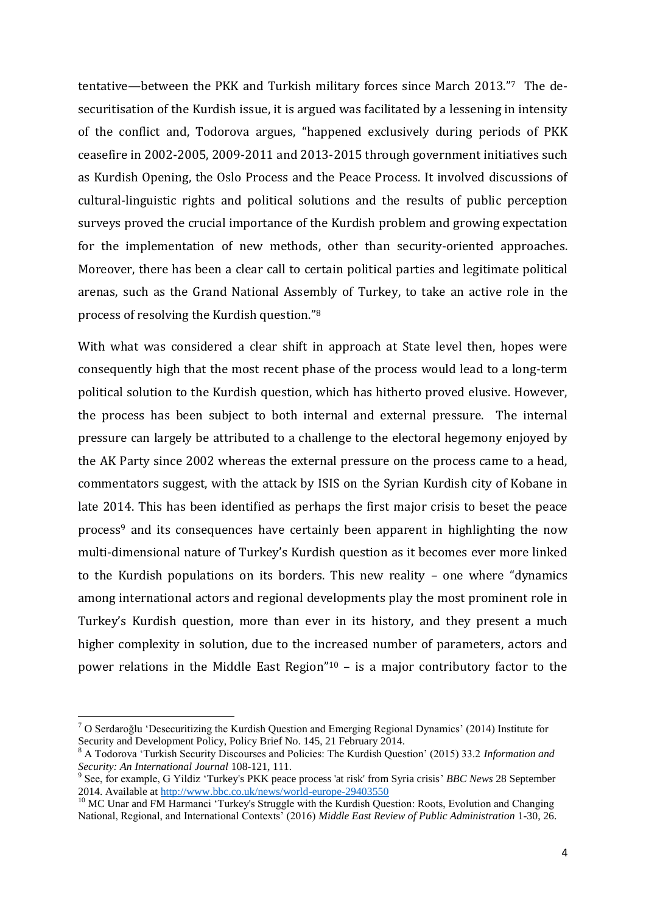tentative—between the PKK and Turkish military forces since March 2013."[7] The de-securitisation of the Kurdish issue, it is argued was facilitated by a lessening in intensity of the conflict and, Todorova argues, "happened exclusively during periods of PKK ceasefire in 2002-2005, 2009-2011 and 2013-2015 through government initiatives such as Kurdish Opening, the Oslo Process and the Peace Process. It involved discussions of cultural-linguistic rights and political solutions and the results of public perception surveys proved the crucial importance of the Kurdish problem and growing expectation for the implementation of new methods, other than security-oriented approaches. Moreover, there has been a clear call to certain political parties and legitimate political arenas, such as the Grand National Assembly of Turkey, to take an active role in the process of resolving the Kurdish question."[8]

With what was considered a clear shift in approach at State level then, hopes were consequently high that the most recent phase of the process would lead to a long-term political solution to the Kurdish question, which has hitherto proved elusive. However, the process has been subject to both internal and external pressure. The internal pressure can largely be attributed to a challenge to the electoral hegemony enjoyed by the AK Party since 2002 whereas the external pressure on the process came to a head, commentators suggest, with the attack by ISIS on the Syrian Kurdish city of Kobane in late 2014. This has been identified as perhaps the first major crisis to beset the peace process[9] and its consequences have certainly been apparent in highlighting the now multi-dimensional nature of Turkey's Kurdish question as it becomes ever more linked to the Kurdish populations on its borders. This new reality – one where "dynamics among international actors and regional developments play the most prominent role in Turkey's Kurdish question, more than ever in its history, and they present a much higher complexity in solution, due to the increased number of parameters, actors and power relations in the Middle East Region"[10] – is a major contributory factor to the

---

[7] O Serdaroğlu 'Desecuritizing the Kurdish Question and Emerging Regional Dynamics' (2014) Institute for Security and Development Policy, Policy Brief No. 145, 21 February 2014.

[8] A Todorova 'Turkish Security Discourses and Policies: The Kurdish Question' (2015) 33.2 *Information and Security: An International Journal* 108-121, 111.

[9] See, for example, G Yildiz 'Turkey's PKK peace process 'at risk' from Syria crisis' *BBC News* 28 September 2014. Available at http://www.bbc.co.uk/news/world-europe-29403550

[10] MC Unar and FM Harmanci 'Turkey's Struggle with the Kurdish Question: Roots, Evolution and Changing National, Regional, and International Contexts' (2016) *Middle East Review of Public Administration* 1-30, 26.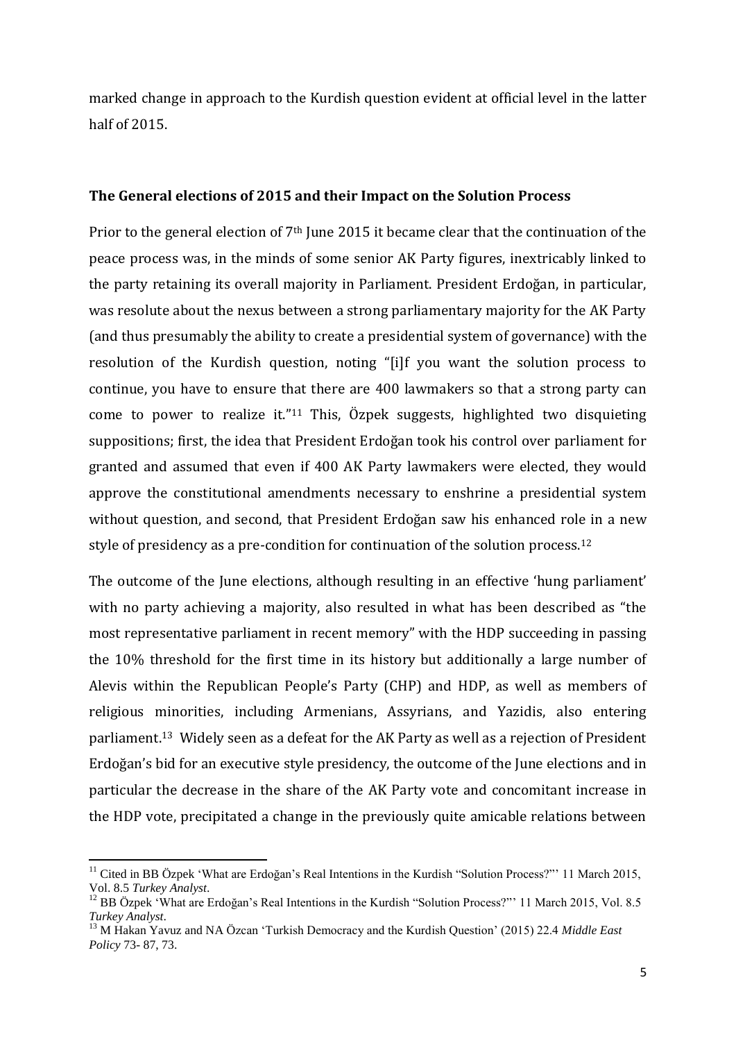marked change in approach to the Kurdish question evident at official level in the latter half of 2015.

## The General elections of 2015 and their Impact on the Solution Process

Prior to the general election of 7th June 2015 it became clear that the continuation of the peace process was, in the minds of some senior AK Party figures, inextricably linked to the party retaining its overall majority in Parliament. President Erdoğan, in particular, was resolute about the nexus between a strong parliamentary majority for the AK Party (and thus presumably the ability to create a presidential system of governance) with the resolution of the Kurdish question, noting "[i]f you want the solution process to continue, you have to ensure that there are 400 lawmakers so that a strong party can come to power to realize it."[11] This, Özpek suggests, highlighted two disquieting suppositions; first, the idea that President Erdoğan took his control over parliament for granted and assumed that even if 400 AK Party lawmakers were elected, they would approve the constitutional amendments necessary to enshrine a presidential system without question, and second, that President Erdoğan saw his enhanced role in a new style of presidency as a pre-condition for continuation of the solution process.[12]

The outcome of the June elections, although resulting in an effective 'hung parliament' with no party achieving a majority, also resulted in what has been described as "the most representative parliament in recent memory" with the HDP succeeding in passing the 10% threshold for the first time in its history but additionally a large number of Alevis within the Republican People's Party (CHP) and HDP, as well as members of religious minorities, including Armenians, Assyrians, and Yazidis, also entering parliament.[13] Widely seen as a defeat for the AK Party as well as a rejection of President Erdoğan's bid for an executive style presidency, the outcome of the June elections and in particular the decrease in the share of the AK Party vote and concomitant increase in the HDP vote, precipitated a change in the previously quite amicable relations between

---

[11] Cited in BB Özpek 'What are Erdoğan's Real Intentions in the Kurdish "Solution Process?"' 11 March 2015, Vol. 8.5 *Turkey Analyst*.

[12] BB Özpek 'What are Erdoğan's Real Intentions in the Kurdish "Solution Process?"' 11 March 2015, Vol. 8.5 *Turkey Analyst*.

[13] M Hakan Yavuz and NA Özcan 'Turkish Democracy and the Kurdish Question' (2015) 22.4 *Middle East Policy* 73- 87, 73.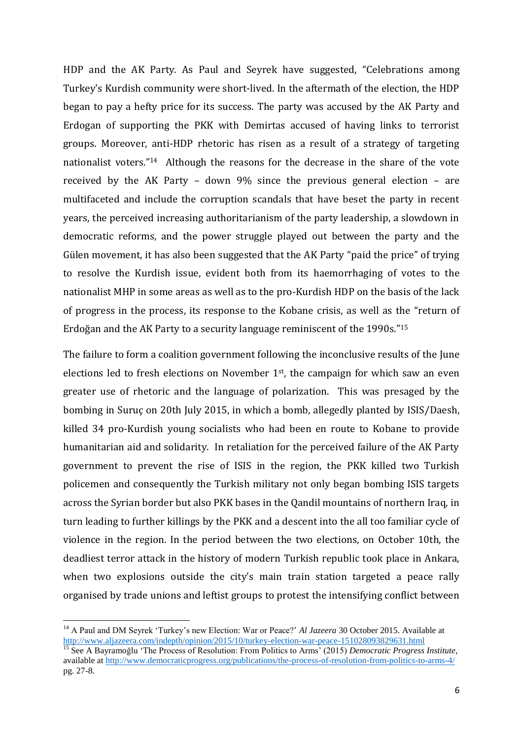HDP and the AK Party. As Paul and Seyrek have suggested, "Celebrations among Turkey's Kurdish community were short-lived. In the aftermath of the election, the HDP began to pay a hefty price for its success. The party was accused by the AK Party and Erdogan of supporting the PKK with Demirtas accused of having links to terrorist groups. Moreover, anti-HDP rhetoric has risen as a result of a strategy of targeting nationalist voters."[14] Although the reasons for the decrease in the share of the vote received by the AK Party – down 9% since the previous general election – are multifaceted and include the corruption scandals that have beset the party in recent years, the perceived increasing authoritarianism of the party leadership, a slowdown in democratic reforms, and the power struggle played out between the party and the Gülen movement, it has also been suggested that the AK Party "paid the price" of trying to resolve the Kurdish issue, evident both from its haemorrhaging of votes to the nationalist MHP in some areas as well as to the pro-Kurdish HDP on the basis of the lack of progress in the process, its response to the Kobane crisis, as well as the "return of Erdoğan and the AK Party to a security language reminiscent of the 1990s."[15]

The failure to form a coalition government following the inconclusive results of the June elections led to fresh elections on November 1st, the campaign for which saw an even greater use of rhetoric and the language of polarization. This was presaged by the bombing in Suruç on 20th July 2015, in which a bomb, allegedly planted by ISIS/Daesh, killed 34 pro-Kurdish young socialists who had been en route to Kobane to provide humanitarian aid and solidarity. In retaliation for the perceived failure of the AK Party government to prevent the rise of ISIS in the region, the PKK killed two Turkish policemen and consequently the Turkish military not only began bombing ISIS targets across the Syrian border but also PKK bases in the Qandil mountains of northern Iraq, in turn leading to further killings by the PKK and a descent into the all too familiar cycle of violence in the region. In the period between the two elections, on October 10th, the deadliest terror attack in the history of modern Turkish republic took place in Ankara, when two explosions outside the city's main train station targeted a peace rally organised by trade unions and leftist groups to protest the intensifying conflict between

---

[14] A Paul and DM Seyrek 'Turkey's new Election: War or Peace?' *Al Jazeera* 30 October 2015. Available at http://www.aljazeera.com/indepth/opinion/2015/10/turkey-election-war-peace-151028093829631.html

[15] See A Bayramoğlu 'The Process of Resolution: From Politics to Arms' (2015) *Democratic Progress Institute*, available at http://www.democraticprogress.org/publications/the-process-of-resolution-from-politics-to-arms-4/ pg. 27-8.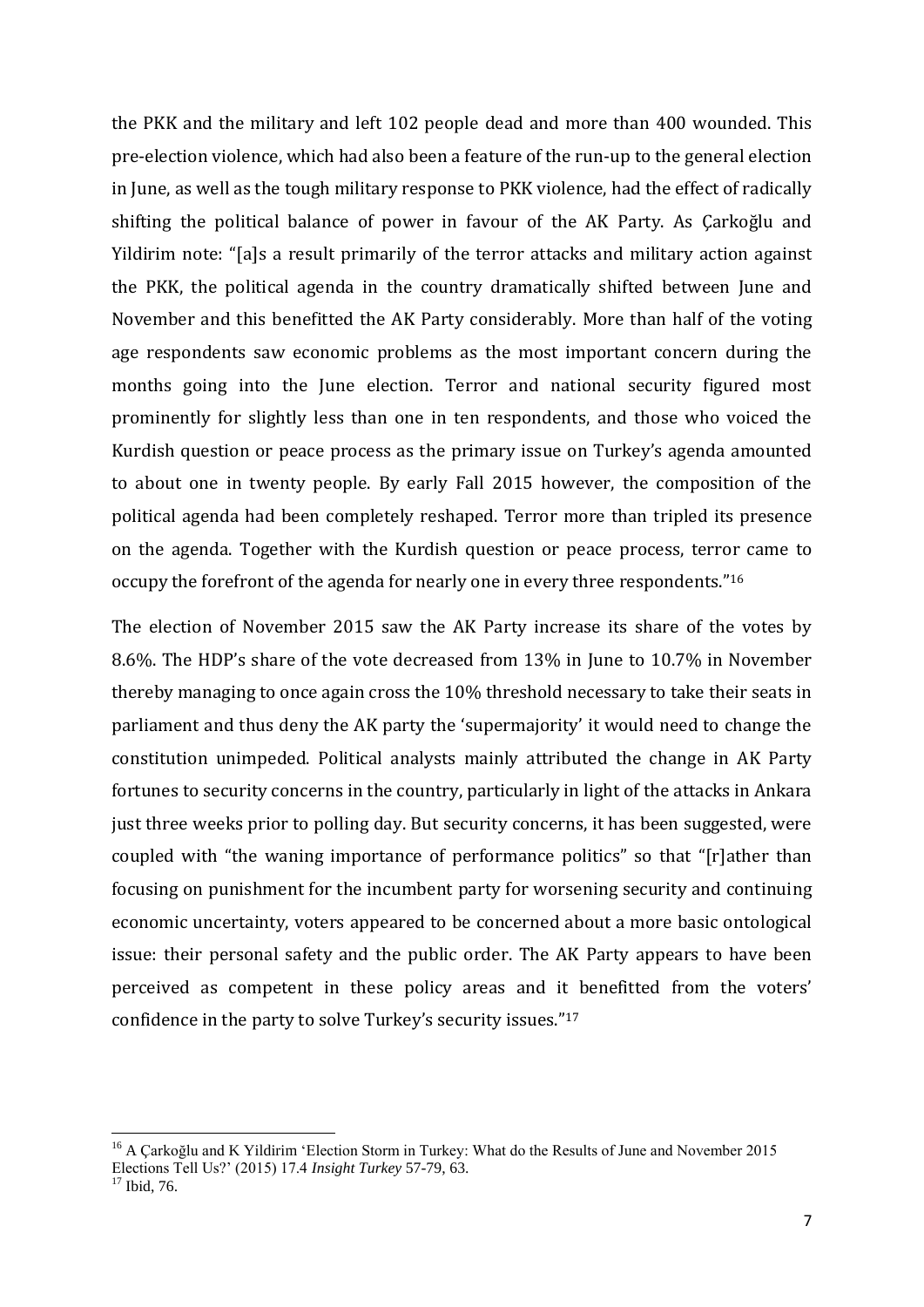the PKK and the military and left 102 people dead and more than 400 wounded. This pre-election violence, which had also been a feature of the run-up to the general election in June, as well as the tough military response to PKK violence, had the effect of radically shifting the political balance of power in favour of the AK Party. As Çarkoğlu and Yildirim note: "[a]s a result primarily of the terror attacks and military action against the PKK, the political agenda in the country dramatically shifted between June and November and this benefitted the AK Party considerably. More than half of the voting age respondents saw economic problems as the most important concern during the months going into the June election. Terror and national security figured most prominently for slightly less than one in ten respondents, and those who voiced the Kurdish question or peace process as the primary issue on Turkey's agenda amounted to about one in twenty people. By early Fall 2015 however, the composition of the political agenda had been completely reshaped. Terror more than tripled its presence on the agenda. Together with the Kurdish question or peace process, terror came to occupy the forefront of the agenda for nearly one in every three respondents."[16]

The election of November 2015 saw the AK Party increase its share of the votes by 8.6%. The HDP's share of the vote decreased from 13% in June to 10.7% in November thereby managing to once again cross the 10% threshold necessary to take their seats in parliament and thus deny the AK party the 'supermajority' it would need to change the constitution unimpeded. Political analysts mainly attributed the change in AK Party fortunes to security concerns in the country, particularly in light of the attacks in Ankara just three weeks prior to polling day. But security concerns, it has been suggested, were coupled with "the waning importance of performance politics" so that "[r]ather than focusing on punishment for the incumbent party for worsening security and continuing economic uncertainty, voters appeared to be concerned about a more basic ontological issue: their personal safety and the public order. The AK Party appears to have been perceived as competent in these policy areas and it benefitted from the voters' confidence in the party to solve Turkey's security issues."[17]

---

[16] A Çarkoğlu and K Yildirim 'Election Storm in Turkey: What do the Results of June and November 2015 Elections Tell Us?' (2015) 17.4 *Insight Turkey* 57-79, 63.

[17] Ibid, 76.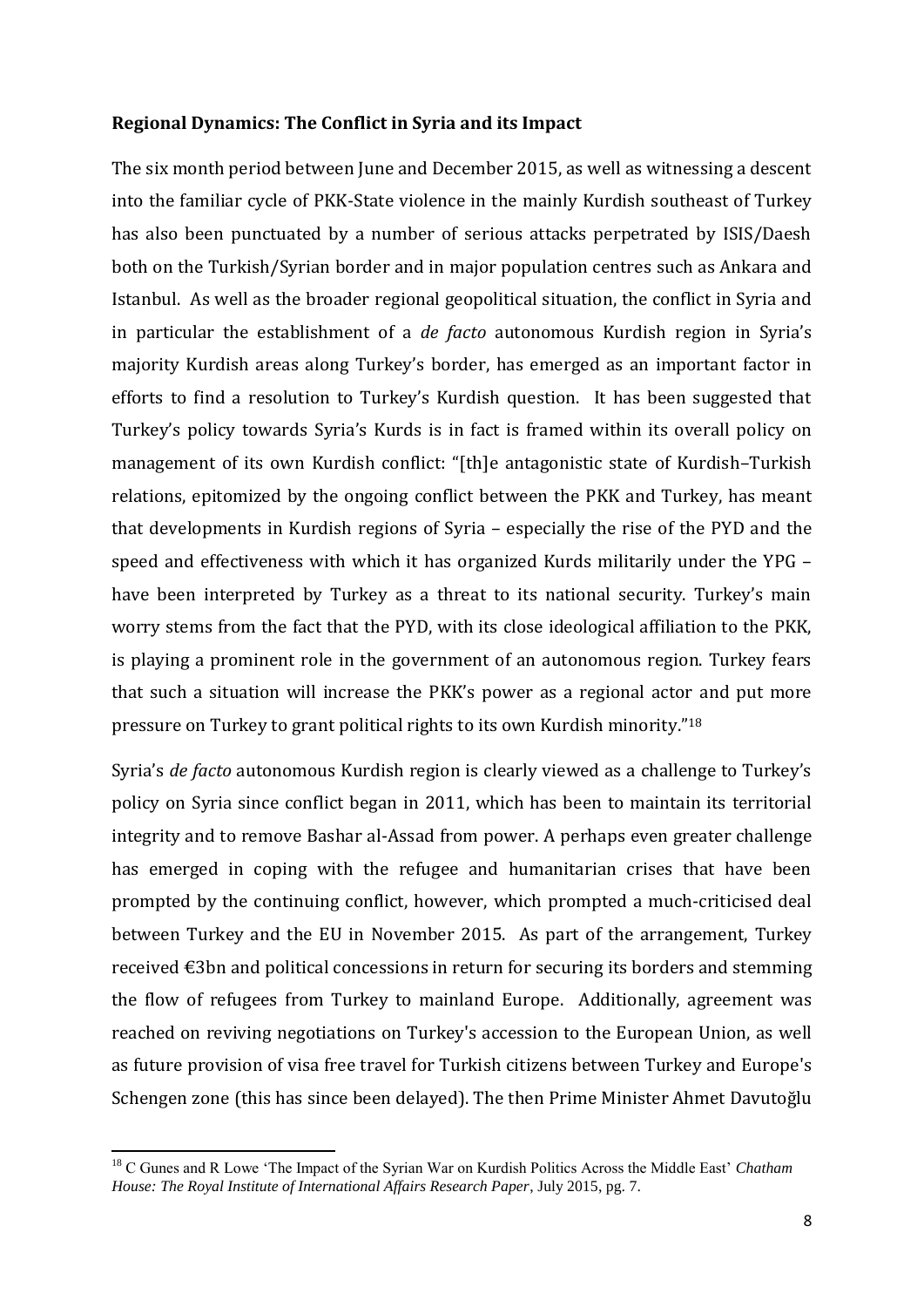**Regional Dynamics: The Conflict in Syria and its Impact**

The six month period between June and December 2015, as well as witnessing a descent into the familiar cycle of PKK-State violence in the mainly Kurdish southeast of Turkey has also been punctuated by a number of serious attacks perpetrated by ISIS/Daesh both on the Turkish/Syrian border and in major population centres such as Ankara and Istanbul. As well as the broader regional geopolitical situation, the conflict in Syria and in particular the establishment of a *de facto* autonomous Kurdish region in Syria's majority Kurdish areas along Turkey's border, has emerged as an important factor in efforts to find a resolution to Turkey's Kurdish question. It has been suggested that Turkey's policy towards Syria's Kurds is in fact is framed within its overall policy on management of its own Kurdish conflict: "[th]e antagonistic state of Kurdish–Turkish relations, epitomized by the ongoing conflict between the PKK and Turkey, has meant that developments in Kurdish regions of Syria – especially the rise of the PYD and the speed and effectiveness with which it has organized Kurds militarily under the YPG – have been interpreted by Turkey as a threat to its national security. Turkey's main worry stems from the fact that the PYD, with its close ideological affiliation to the PKK, is playing a prominent role in the government of an autonomous region. Turkey fears that such a situation will increase the PKK's power as a regional actor and put more pressure on Turkey to grant political rights to its own Kurdish minority."[18]

Syria's *de facto* autonomous Kurdish region is clearly viewed as a challenge to Turkey's policy on Syria since conflict began in 2011, which has been to maintain its territorial integrity and to remove Bashar al-Assad from power. A perhaps even greater challenge has emerged in coping with the refugee and humanitarian crises that have been prompted by the continuing conflict, however, which prompted a much-criticised deal between Turkey and the EU in November 2015. As part of the arrangement, Turkey received €3bn and political concessions in return for securing its borders and stemming the flow of refugees from Turkey to mainland Europe. Additionally, agreement was reached on reviving negotiations on Turkey's accession to the European Union, as well as future provision of visa free travel for Turkish citizens between Turkey and Europe's Schengen zone (this has since been delayed). The then Prime Minister Ahmet Davutoğlu

---

[18] C Gunes and R Lowe 'The Impact of the Syrian War on Kurdish Politics Across the Middle East' *Chatham House: The Royal Institute of International Affairs Research Paper*, July 2015, pg. 7.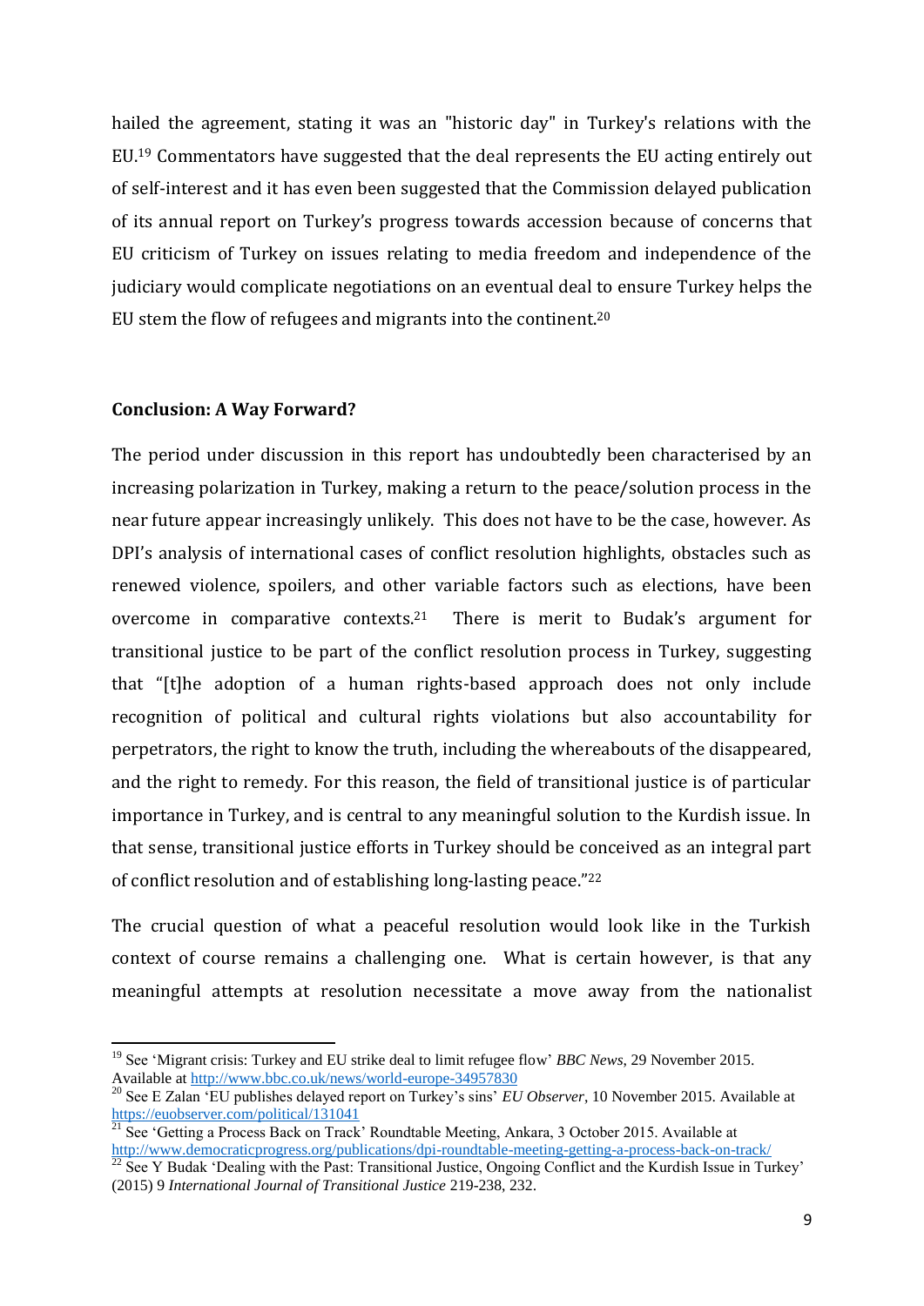hailed the agreement, stating it was an "historic day" in Turkey's relations with the EU.[19] Commentators have suggested that the deal represents the EU acting entirely out of self-interest and it has even been suggested that the Commission delayed publication of its annual report on Turkey's progress towards accession because of concerns that EU criticism of Turkey on issues relating to media freedom and independence of the judiciary would complicate negotiations on an eventual deal to ensure Turkey helps the EU stem the flow of refugees and migrants into the continent.[20]

**Conclusion: A Way Forward?**

The period under discussion in this report has undoubtedly been characterised by an increasing polarization in Turkey, making a return to the peace/solution process in the near future appear increasingly unlikely. This does not have to be the case, however. As DPI's analysis of international cases of conflict resolution highlights, obstacles such as renewed violence, spoilers, and other variable factors such as elections, have been overcome in comparative contexts.[21] There is merit to Budak's argument for transitional justice to be part of the conflict resolution process in Turkey, suggesting that "[t]he adoption of a human rights-based approach does not only include recognition of political and cultural rights violations but also accountability for perpetrators, the right to know the truth, including the whereabouts of the disappeared, and the right to remedy. For this reason, the field of transitional justice is of particular importance in Turkey, and is central to any meaningful solution to the Kurdish issue. In that sense, transitional justice efforts in Turkey should be conceived as an integral part of conflict resolution and of establishing long-lasting peace."[22]

The crucial question of what a peaceful resolution would look like in the Turkish context of course remains a challenging one. What is certain however, is that any meaningful attempts at resolution necessitate a move away from the nationalist

---

[19] See 'Migrant crisis: Turkey and EU strike deal to limit refugee flow' *BBC News*, 29 November 2015. Available at http://www.bbc.co.uk/news/world-europe-34957830

[20] See E Zalan 'EU publishes delayed report on Turkey's sins' *EU Observer*, 10 November 2015. Available at https://euobserver.com/political/131041

[21] See 'Getting a Process Back on Track' Roundtable Meeting, Ankara, 3 October 2015. Available at http://www.democraticprogress.org/publications/dpi-roundtable-meeting-getting-a-process-back-on-track/

[22] See Y Budak 'Dealing with the Past: Transitional Justice, Ongoing Conflict and the Kurdish Issue in Turkey' (2015) 9 *International Journal of Transitional Justice* 219-238, 232.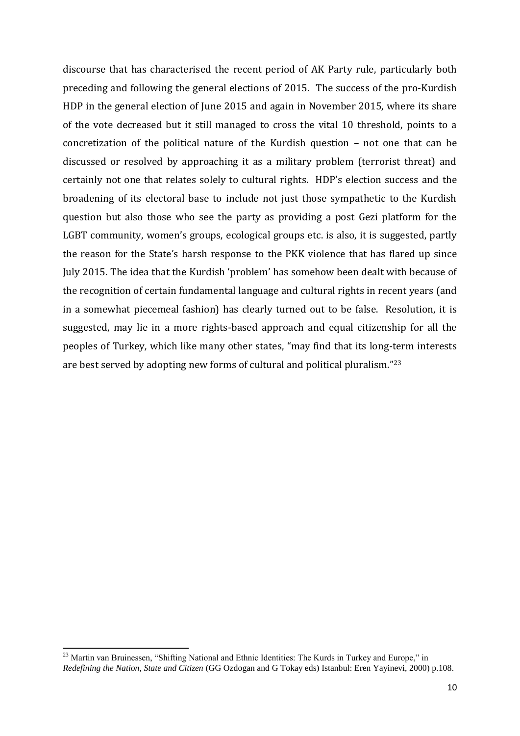discourse that has characterised the recent period of AK Party rule, particularly both preceding and following the general elections of 2015. The success of the pro-Kurdish HDP in the general election of June 2015 and again in November 2015, where its share of the vote decreased but it still managed to cross the vital 10 threshold, points to a concretization of the political nature of the Kurdish question – not one that can be discussed or resolved by approaching it as a military problem (terrorist threat) and certainly not one that relates solely to cultural rights. HDP's election success and the broadening of its electoral base to include not just those sympathetic to the Kurdish question but also those who see the party as providing a post Gezi platform for the LGBT community, women's groups, ecological groups etc. is also, it is suggested, partly the reason for the State's harsh response to the PKK violence that has flared up since July 2015. The idea that the Kurdish 'problem' has somehow been dealt with because of the recognition of certain fundamental language and cultural rights in recent years (and in a somewhat piecemeal fashion) has clearly turned out to be false. Resolution, it is suggested, may lie in a more rights-based approach and equal citizenship for all the peoples of Turkey, which like many other states, "may find that its long-term interests are best served by adopting new forms of cultural and political pluralism."[23]

[23] Martin van Bruinessen, "Shifting National and Ethnic Identities: The Kurds in Turkey and Europe," in *Redefining the Nation, State and Citizen* (GG Ozdogan and G Tokay eds) Istanbul: Eren Yayinevi, 2000) p.108.